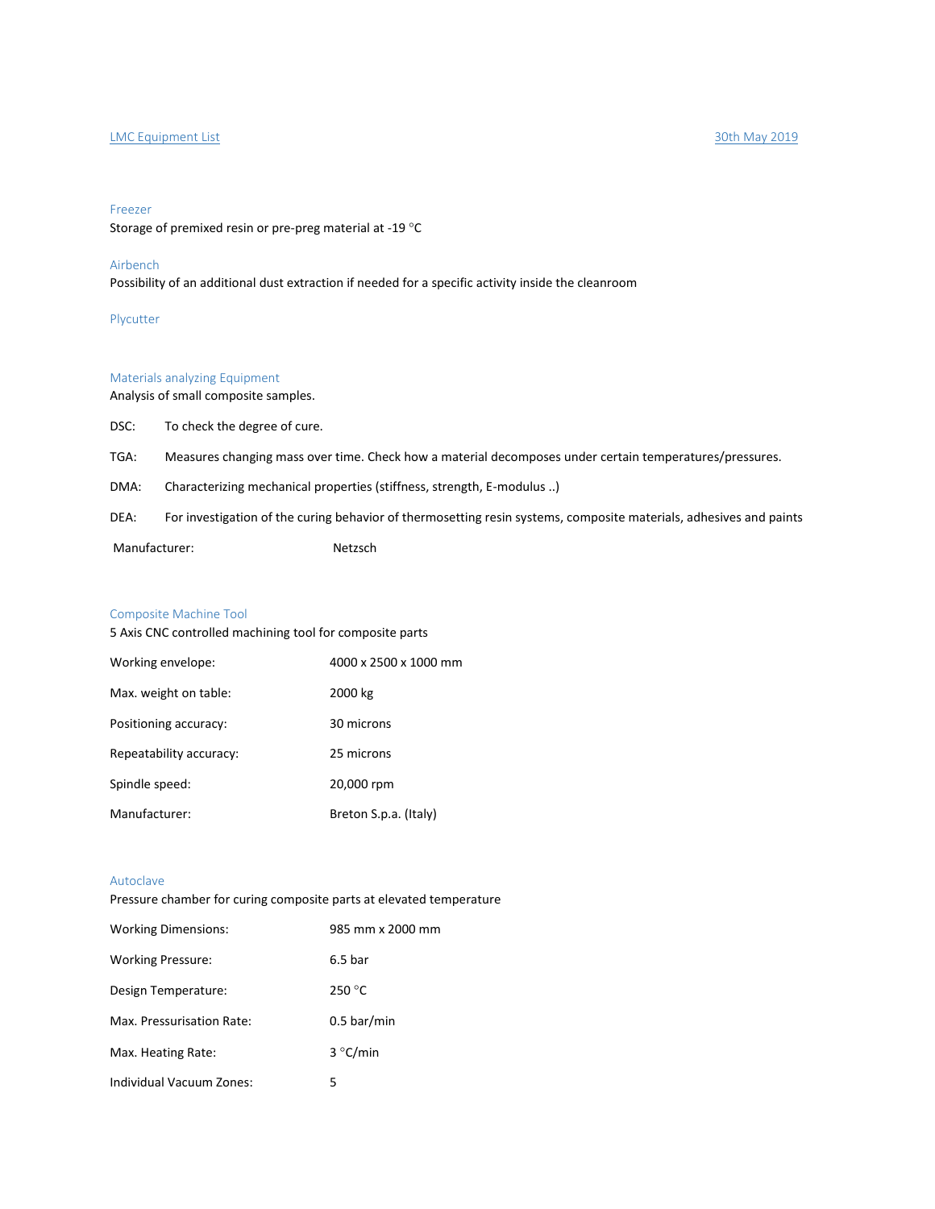LMC Equipment List — 30th May 2019

## Freezer

Storage of premixed resin or pre-preg material at -19 °C

## Airbench

Possibility of an additional dust extraction if needed for a specific activity inside the cleanroom

## Plycutter

## Materials analyzing Equipment

Analysis of small composite samples.

| | |
|---|---|
| DSC: | To check the degree of cure. |
| TGA: | Measures changing mass over time. Check how a material decomposes under certain temperatures/pressures. |
| DMA: | Characterizing mechanical properties (stiffness, strength, E-modulus ..) |
| DEA: | For investigation of the curing behavior of thermosetting resin systems, composite materials, adhesives and paints |
| Manufacturer: | Netzsch |

## Composite Machine Tool

5 Axis CNC controlled machining tool for composite parts

| | |
|---|---|
| Working envelope: | 4000 x 2500 x 1000 mm |
| Max. weight on table: | 2000 kg |
| Positioning accuracy: | 30 microns |
| Repeatability accuracy: | 25 microns |
| Spindle speed: | 20,000 rpm |
| Manufacturer: | Breton S.p.a. (Italy) |

## Autoclave

Pressure chamber for curing composite parts at elevated temperature

| | |
|---|---|
| Working Dimensions: | 985 mm x 2000 mm |
| Working Pressure: | 6.5 bar |
| Design Temperature: | 250 °C |
| Max. Pressurisation Rate: | 0.5 bar/min |
| Max. Heating Rate: | 3 °C/min |
| Individual Vacuum Zones: | 5 |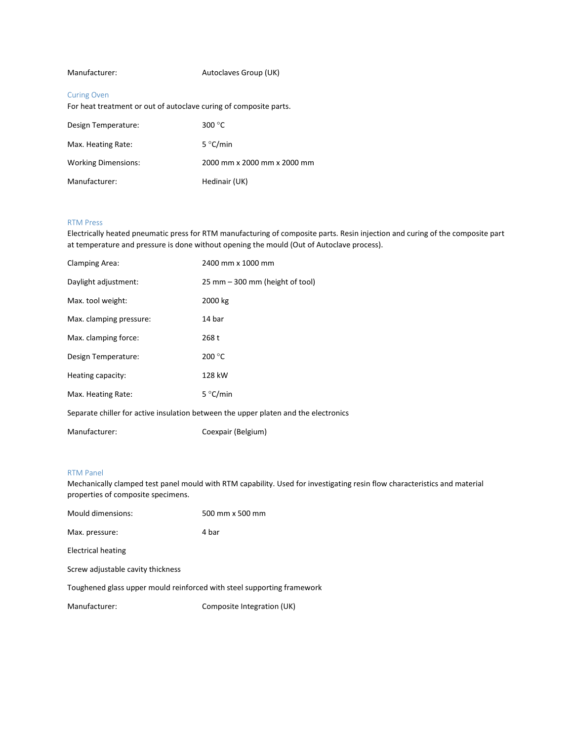| | |
|---|---|
| Manufacturer: | Autoclaves Group (UK) |

### Curing Oven

For heat treatment or out of autoclave curing of composite parts.

| | |
|---|---|
| Design Temperature: | 300 °C |
| Max. Heating Rate: | 5 °C/min |
| Working Dimensions: | 2000 mm x 2000 mm x 2000 mm |
| Manufacturer: | Hedinair (UK) |

### RTM Press

Electrically heated pneumatic press for RTM manufacturing of composite parts. Resin injection and curing of the composite part at temperature and pressure is done without opening the mould (Out of Autoclave process).

| | |
|---|---|
| Clamping Area: | 2400 mm x 1000 mm |
| Daylight adjustment: | 25 mm – 300 mm (height of tool) |
| Max. tool weight: | 2000 kg |
| Max. clamping pressure: | 14 bar |
| Max. clamping force: | 268 t |
| Design Temperature: | 200 °C |
| Heating capacity: | 128 kW |
| Max. Heating Rate: | 5 °C/min |

Separate chiller for active insulation between the upper platen and the electronics

| | |
|---|---|
| Manufacturer: | Coexpair (Belgium) |

### RTM Panel

Mechanically clamped test panel mould with RTM capability. Used for investigating resin flow characteristics and material properties of composite specimens.

| | |
|---|---|
| Mould dimensions: | 500 mm x 500 mm |
| Max. pressure: | 4 bar |

Electrical heating

Screw adjustable cavity thickness

Toughened glass upper mould reinforced with steel supporting framework

| | |
|---|---|
| Manufacturer: | Composite Integration (UK) |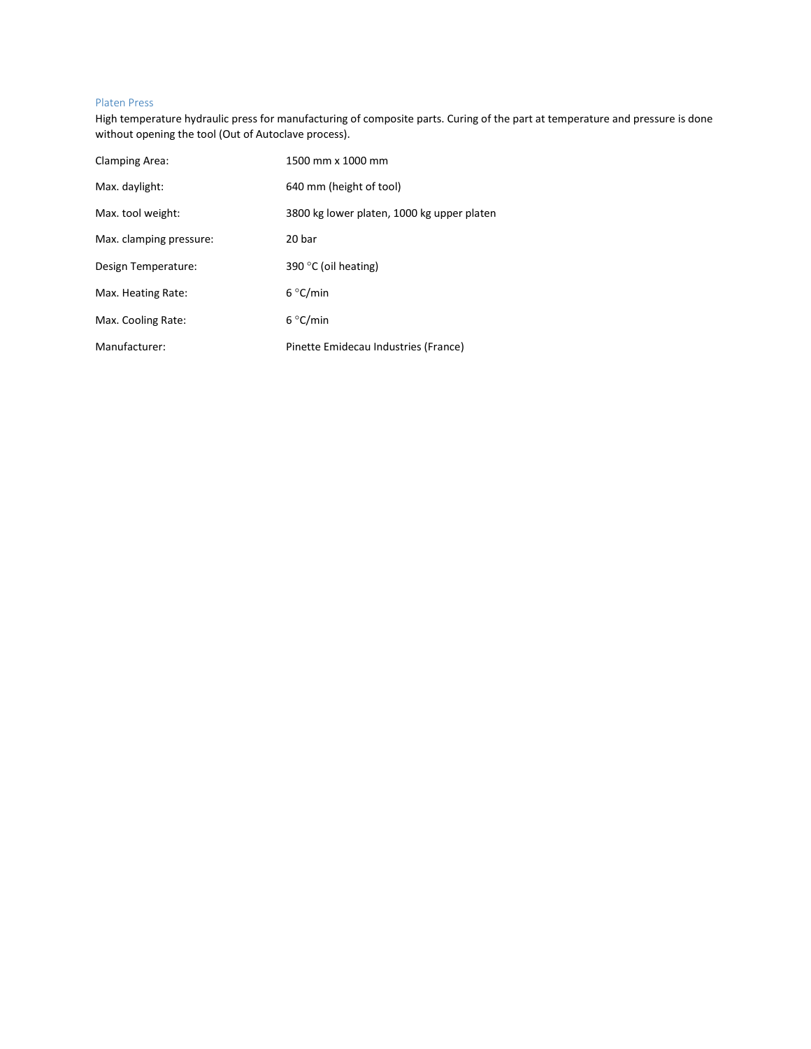## Platen Press

High temperature hydraulic press for manufacturing of composite parts. Curing of the part at temperature and pressure is done without opening the tool (Out of Autoclave process).

| | |
|---|---|
| Clamping Area: | 1500 mm x 1000 mm |
| Max. daylight: | 640 mm (height of tool) |
| Max. tool weight: | 3800 kg lower platen, 1000 kg upper platen |
| Max. clamping pressure: | 20 bar |
| Design Temperature: | 390 °C (oil heating) |
| Max. Heating Rate: | 6 °C/min |
| Max. Cooling Rate: | 6 °C/min |
| Manufacturer: | Pinette Emidecau Industries (France) |